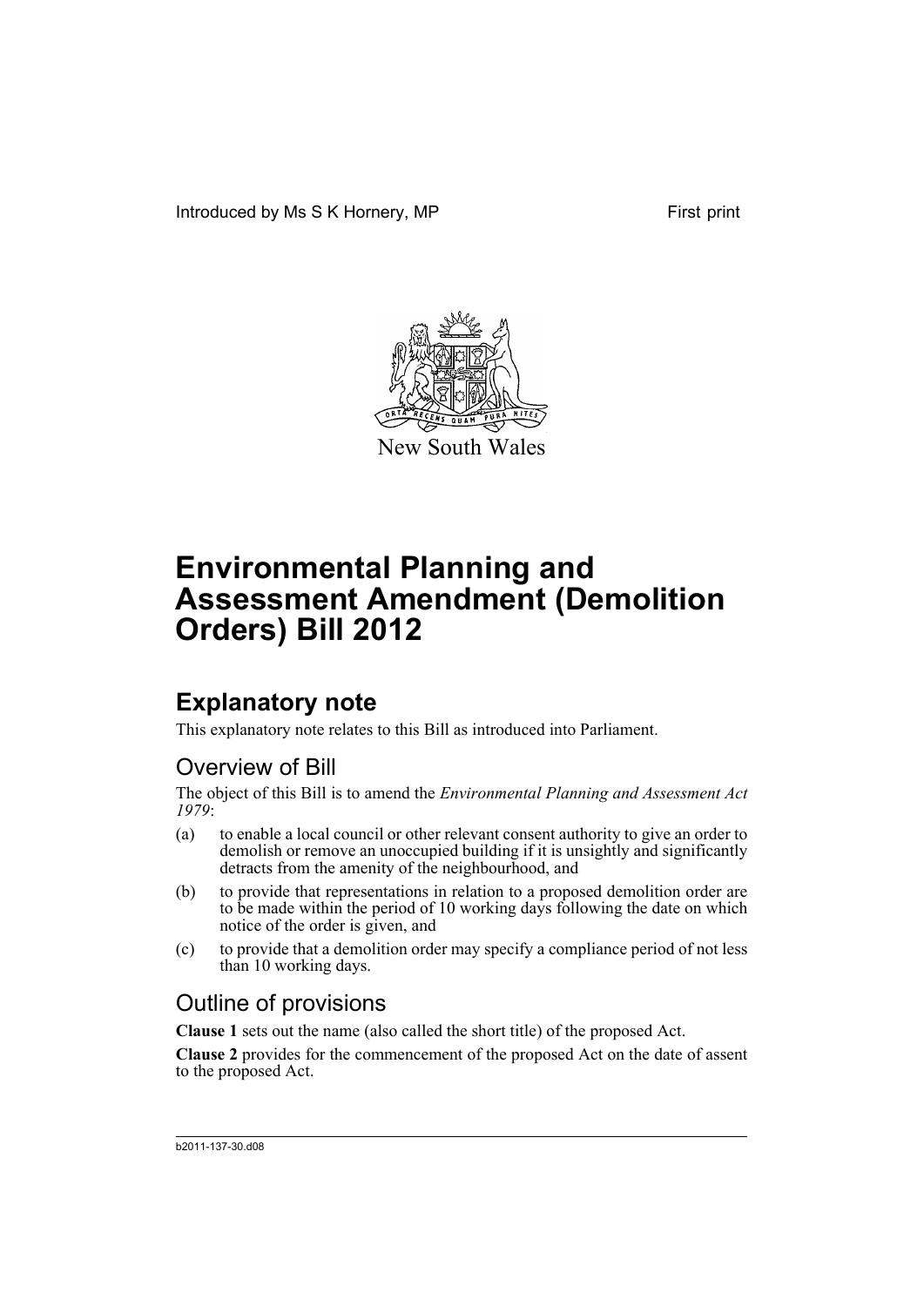Introduced by Ms S K Hornery, MP First print

New South Wales

# Environmental Planning and Assessment Amendment (Demolition Orders) Bill 2012

## Explanatory note

This explanatory note relates to this Bill as introduced into Parliament.

### Overview of Bill

The object of this Bill is to amend the *Environmental Planning and Assessment Act 1979*:

(a) to enable a local council or other relevant consent authority to give an order to demolish or remove an unoccupied building if it is unsightly and significantly detracts from the amenity of the neighbourhood, and

(b) to provide that representations in relation to a proposed demolition order are to be made within the period of 10 working days following the date on which notice of the order is given, and

(c) to provide that a demolition order may specify a compliance period of not less than 10 working days.

### Outline of provisions

**Clause 1** sets out the name (also called the short title) of the proposed Act.

**Clause 2** provides for the commencement of the proposed Act on the date of assent to the proposed Act.

b2011-137-30.d08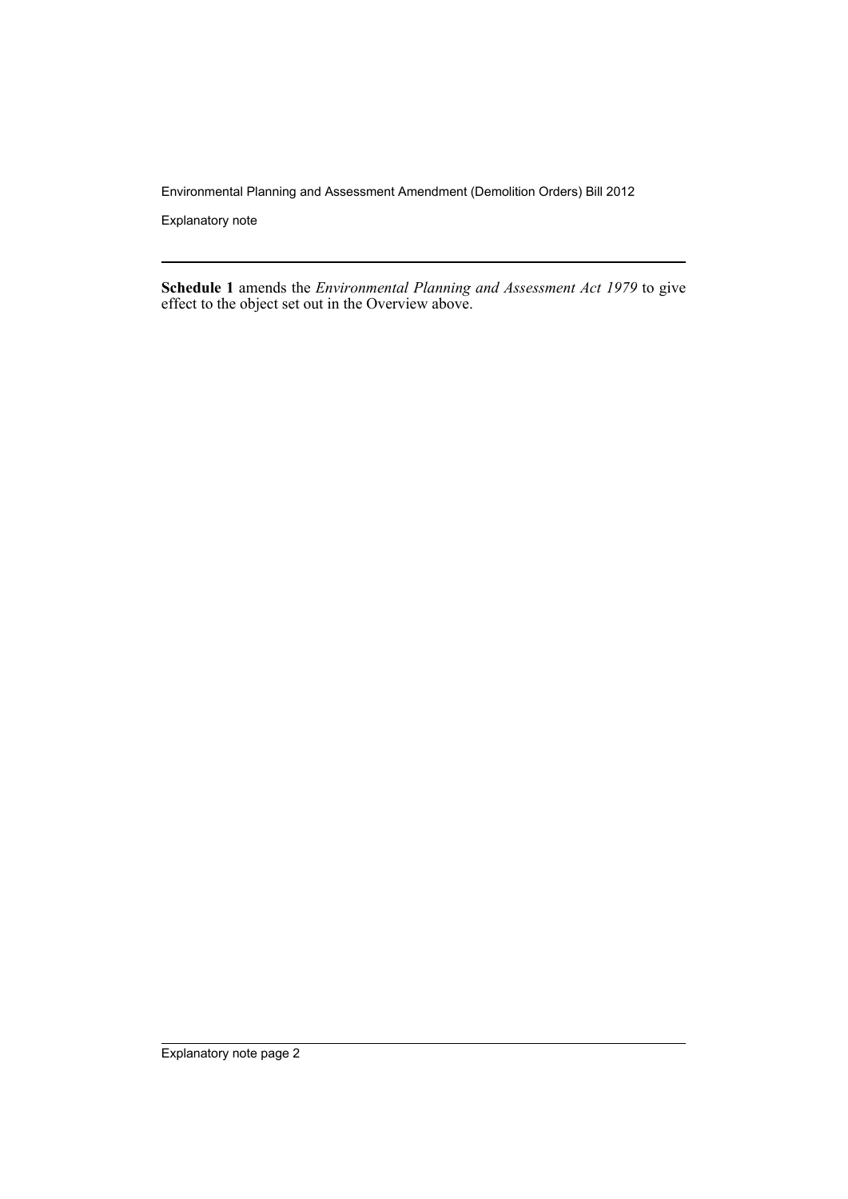**Schedule 1** amends the *Environmental Planning and Assessment Act 1979* to give effect to the object set out in the Overview above.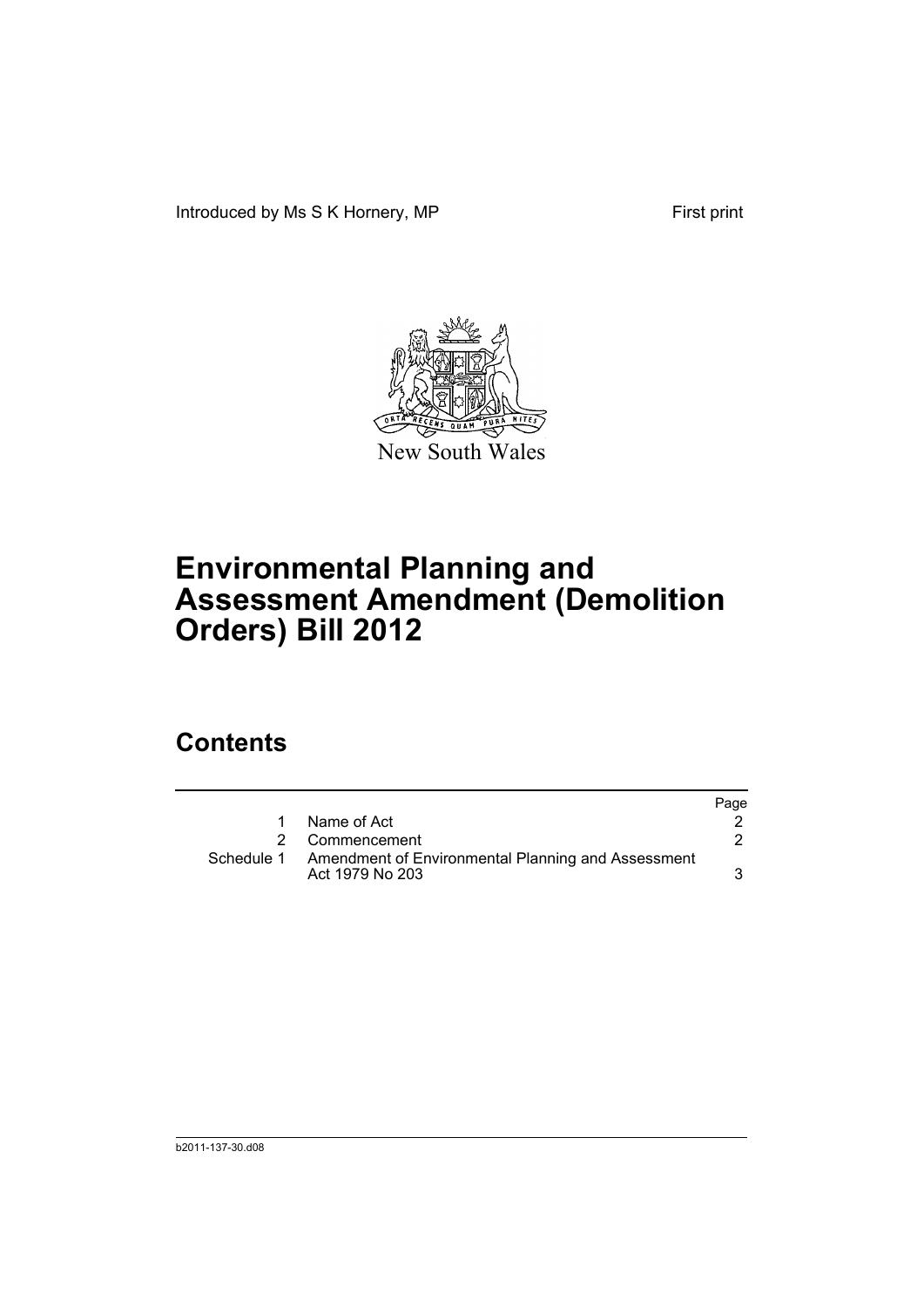Introduced by Ms S K Hornery, MP First print

New South Wales

# Environmental Planning and Assessment Amendment (Demolition Orders) Bill 2012

## Contents

| | | Page |
|---|---|---|
| 1 | Name of Act | 2 |
| 2 | Commencement | 2 |
| Schedule 1 | Amendment of Environmental Planning and Assessment Act 1979 No 203 | 3 |

b2011-137-30.d08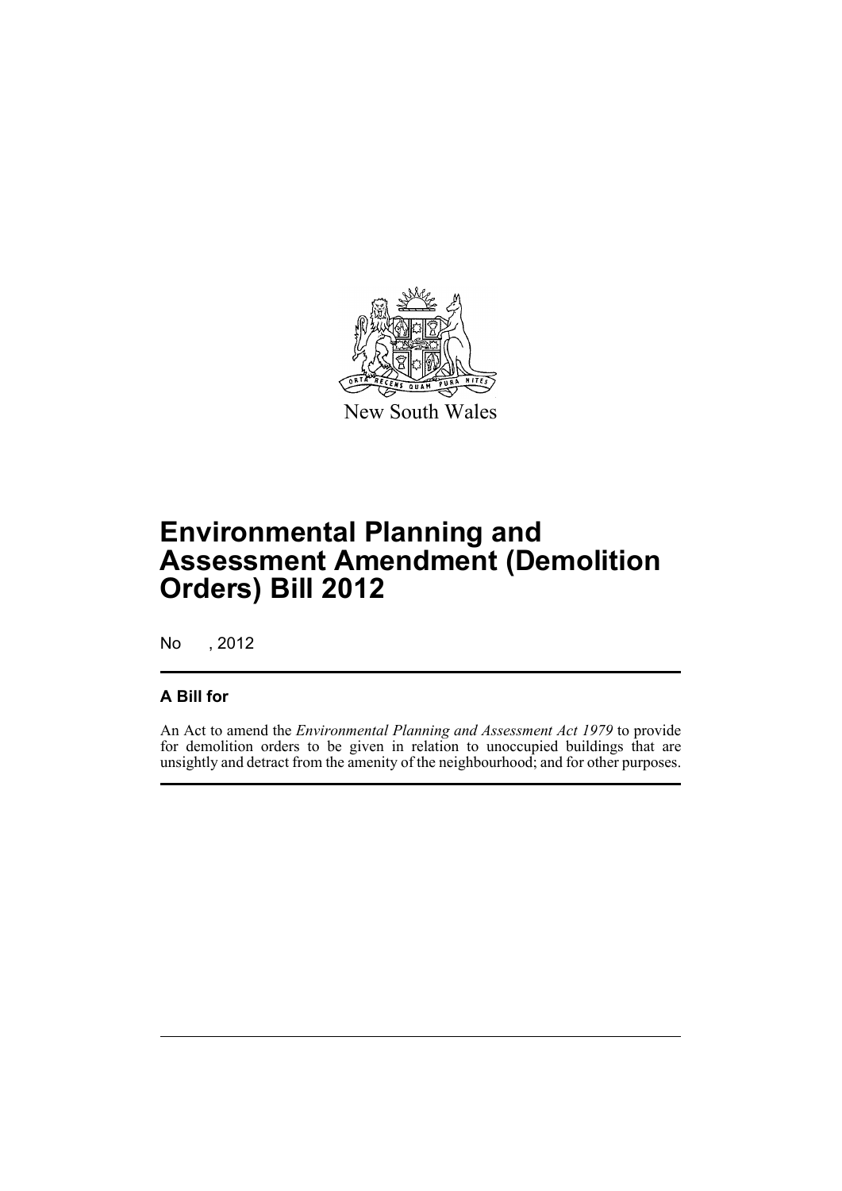New South Wales

# Environmental Planning and Assessment Amendment (Demolition Orders) Bill 2012

No , 2012

## A Bill for

An Act to amend the *Environmental Planning and Assessment Act 1979* to provide for demolition orders to be given in relation to unoccupied buildings that are unsightly and detract from the amenity of the neighbourhood; and for other purposes.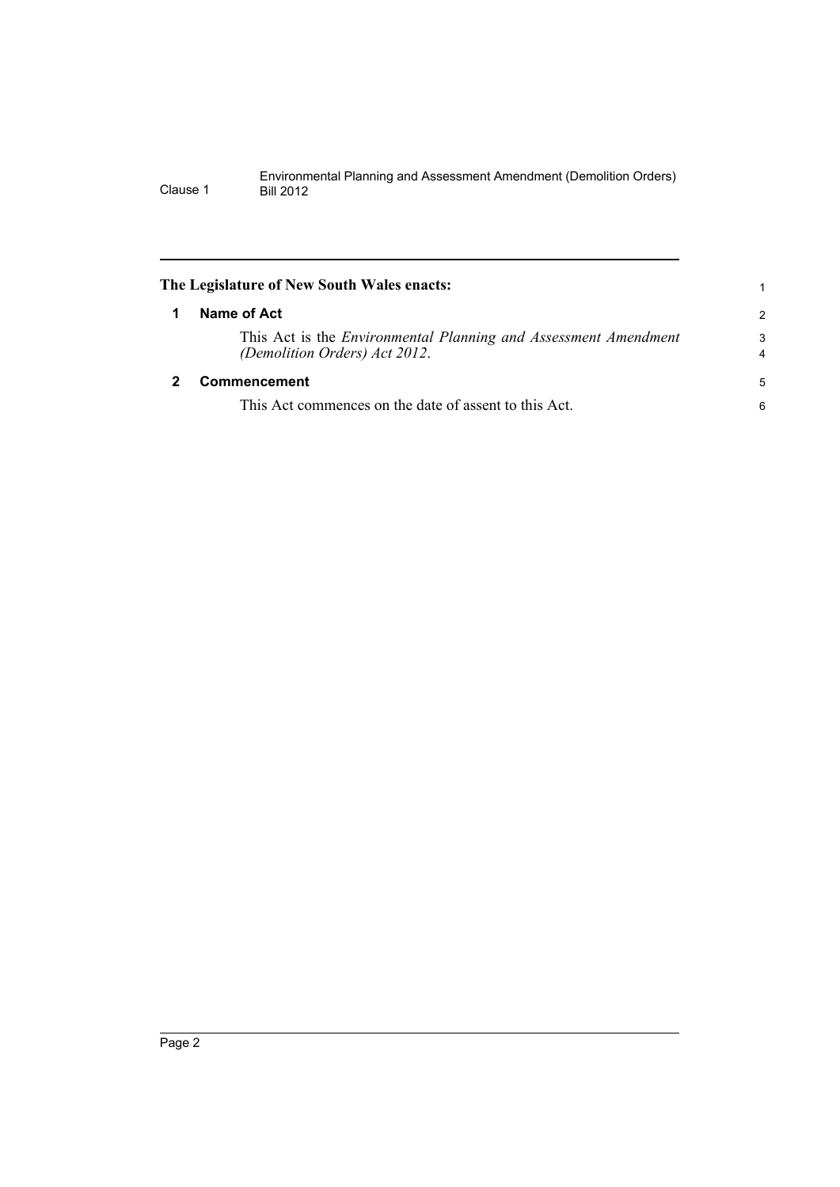**The Legislature of New South Wales enacts:**

## 1 Name of Act

This Act is the *Environmental Planning and Assessment Amendment (Demolition Orders) Act 2012*.

## 2 Commencement

This Act commences on the date of assent to this Act.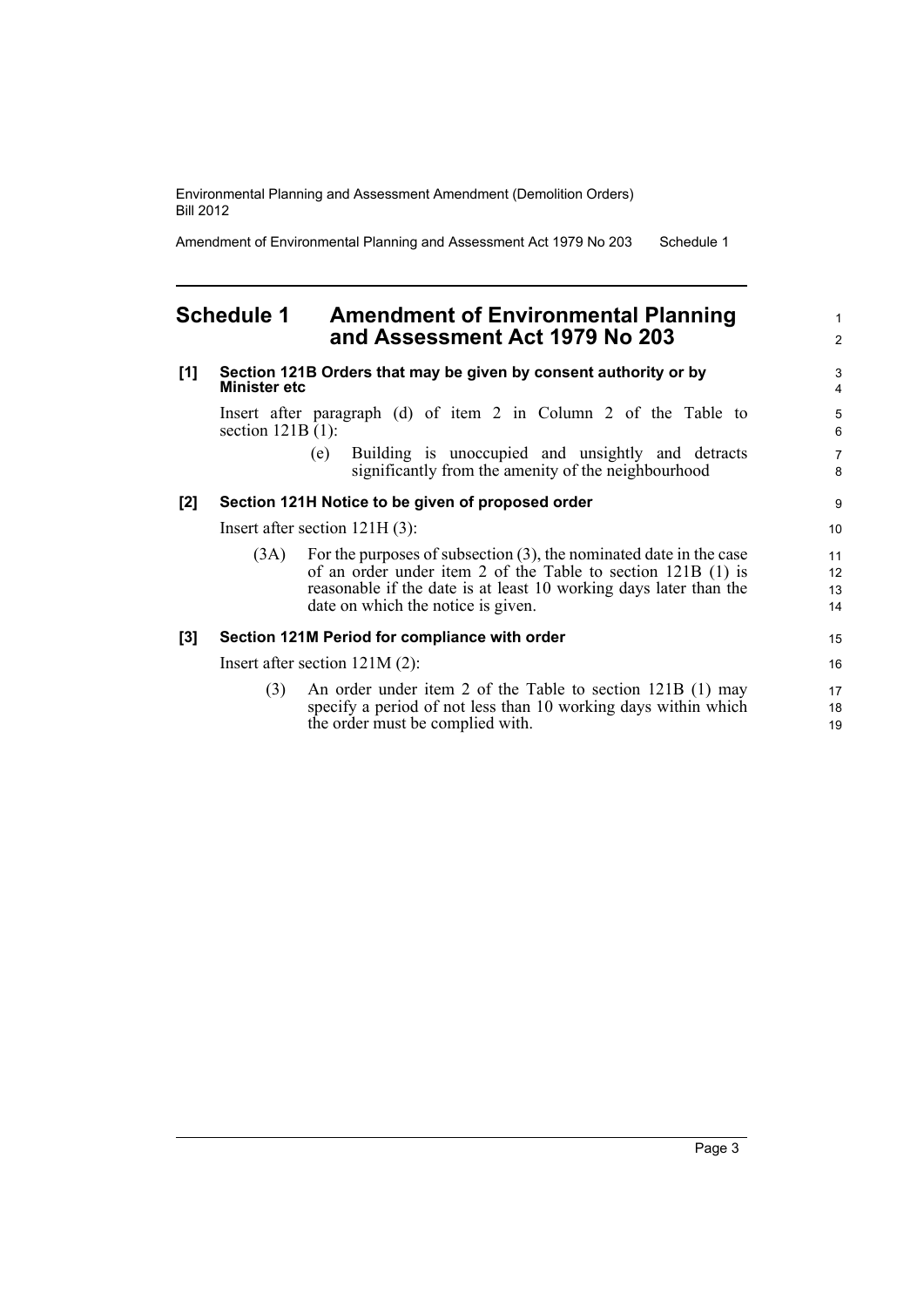# Schedule 1 Amendment of Environmental Planning and Assessment Act 1979 No 203

**[1] Section 121B Orders that may be given by consent authority or by Minister etc**

Insert after paragraph (d) of item 2 in Column 2 of the Table to section 121B (1):

(e) Building is unoccupied and unsightly and detracts significantly from the amenity of the neighbourhood

**[2] Section 121H Notice to be given of proposed order**

Insert after section 121H (3):

(3A) For the purposes of subsection (3), the nominated date in the case of an order under item 2 of the Table to section 121B (1) is reasonable if the date is at least 10 working days later than the date on which the notice is given.

**[3] Section 121M Period for compliance with order**

Insert after section 121M (2):

(3) An order under item 2 of the Table to section 121B (1) may specify a period of not less than 10 working days within which the order must be complied with.